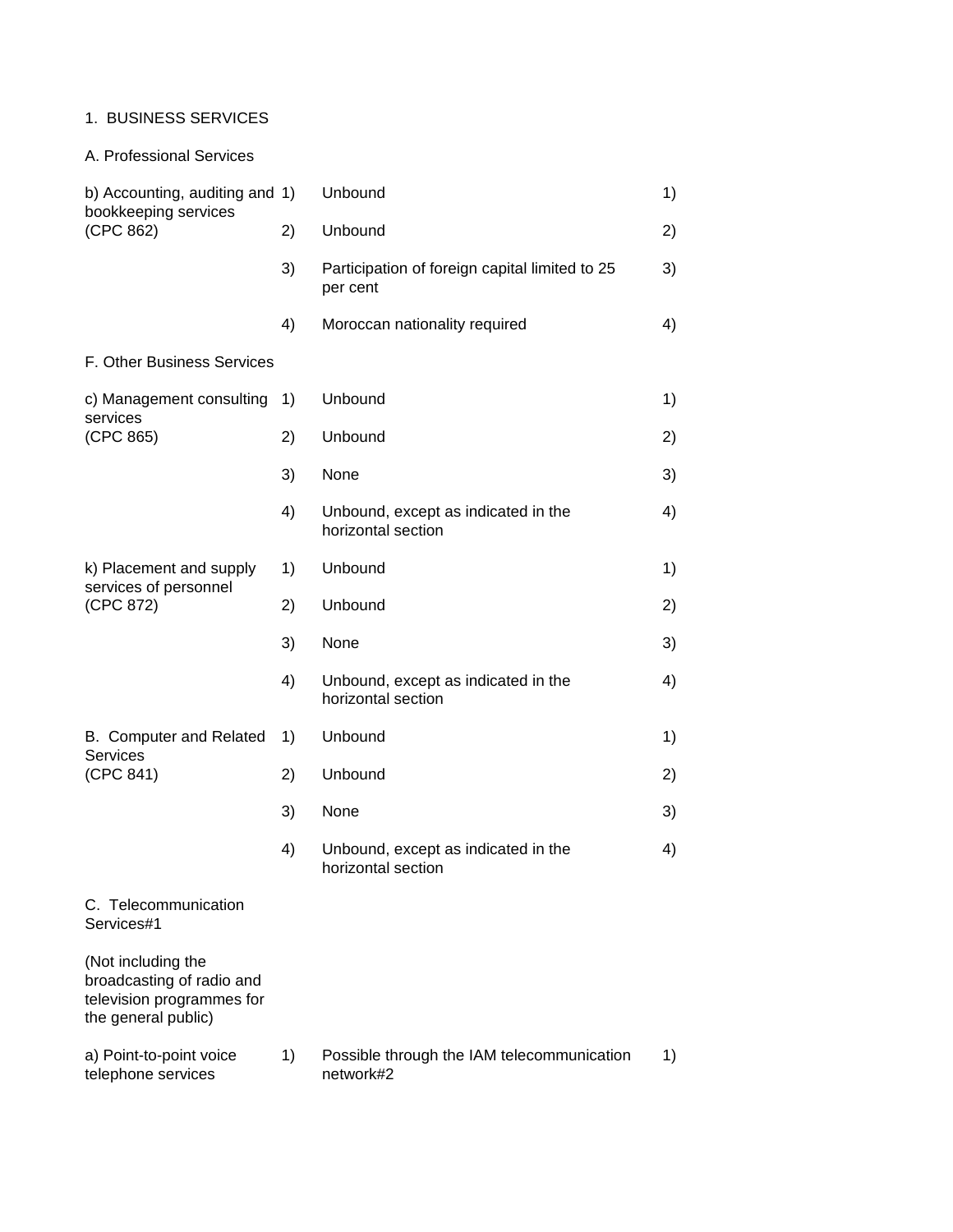1. BUSINESS SERVICES

A. Professional Services

| Sector | Mode | Limitations | Mode |
|---|---|---|---|
| b) Accounting, auditing and bookkeeping services (CPC 862) | 1) | Unbound | 1) |
| | 2) | Unbound | 2) |
| | 3) | Participation of foreign capital limited to 25 per cent | 3) |
| | 4) | Moroccan nationality required | 4) |

F. Other Business Services

| Sector | Mode | Limitations | Mode |
|---|---|---|---|
| c) Management consulting services (CPC 865) | 1) | Unbound | 1) |
| | 2) | Unbound | 2) |
| | 3) | None | 3) |
| | 4) | Unbound, except as indicated in the horizontal section | 4) |
| k) Placement and supply services of personnel (CPC 872) | 1) | Unbound | 1) |
| | 2) | Unbound | 2) |
| | 3) | None | 3) |
| | 4) | Unbound, except as indicated in the horizontal section | 4) |
| B. Computer and Related Services (CPC 841) | 1) | Unbound | 1) |
| | 2) | Unbound | 2) |
| | 3) | None | 3) |
| | 4) | Unbound, except as indicated in the horizontal section | 4) |

C. Telecommunication Services#1

(Not including the broadcasting of radio and television programmes for the general public)

| Sector | Mode | Limitations | Mode |
|---|---|---|---|
| a) Point-to-point voice telephone services | 1) | Possible through the IAM telecommunication network#2 | 1) |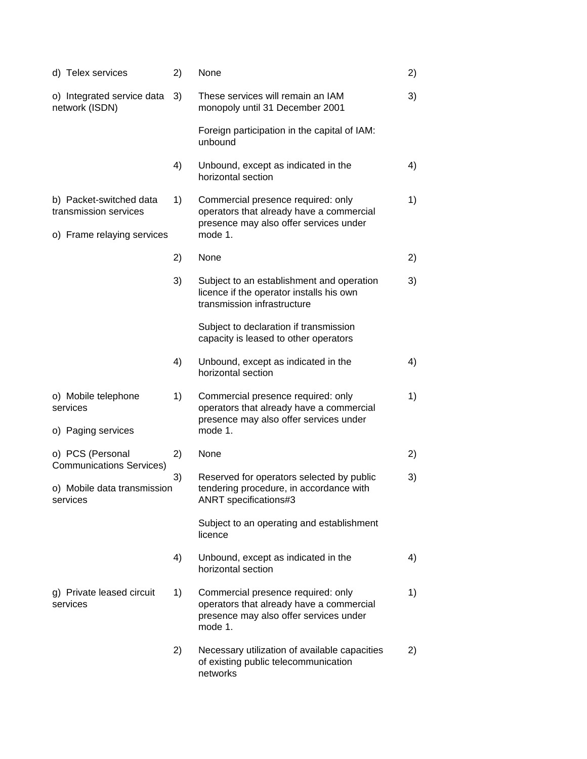| | | | |
|---|---|---|---|
| d) Telex services | 2) | None | 2) |
| o) Integrated service data network (ISDN) | 3) | These services will remain an IAM monopoly until 31 December 2001<br><br>Foreign participation in the capital of IAM: unbound | 3) |
| | 4) | Unbound, except as indicated in the horizontal section | 4) |
| b) Packet-switched data transmission services<br><br>o) Frame relaying services | 1) | Commercial presence required: only operators that already have a commercial presence may also offer services under mode 1. | 1) |
| | 2) | None | 2) |
| | 3) | Subject to an establishment and operation licence if the operator installs his own transmission infrastructure<br><br>Subject to declaration if transmission capacity is leased to other operators | 3) |
| | 4) | Unbound, except as indicated in the horizontal section | 4) |
| o) Mobile telephone services<br><br>o) Paging services | 1) | Commercial presence required: only operators that already have a commercial presence may also offer services under mode 1. | 1) |
| o) PCS (Personal Communications Services) | 2) | None | 2) |
| o) Mobile data transmission services | 3) | Reserved for operators selected by public tendering procedure, in accordance with ANRT specifications#3<br><br>Subject to an operating and establishment licence | 3) |
| | 4) | Unbound, except as indicated in the horizontal section | 4) |
| g) Private leased circuit services | 1) | Commercial presence required: only operators that already have a commercial presence may also offer services under mode 1. | 1) |
| | 2) | Necessary utilization of available capacities of existing public telecommunication networks | 2) |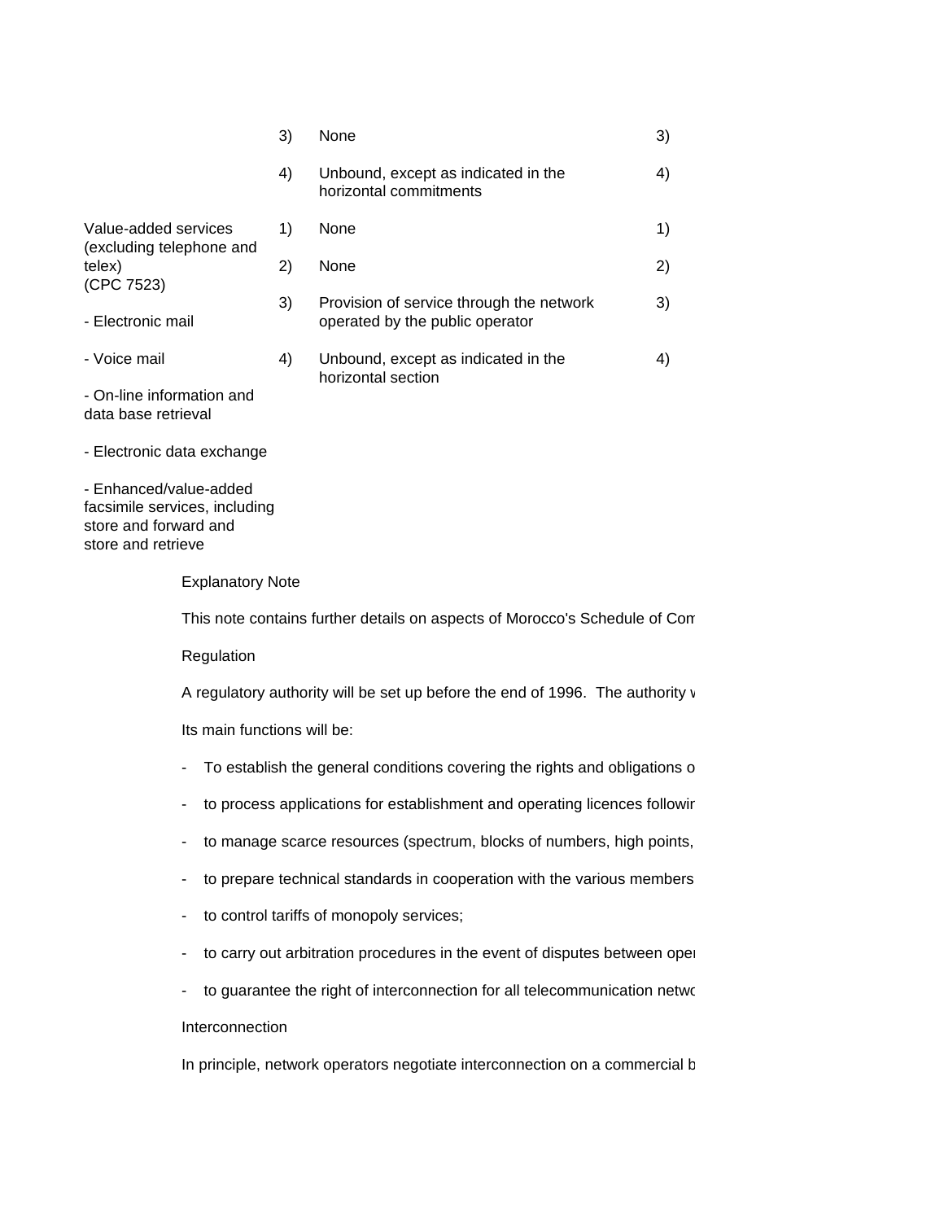| | | | |
|---|---|---|---|
| | 3) | None | 3) |
| | 4) | Unbound, except as indicated in the horizontal commitments | 4) |
| Value-added services (excluding telephone and telex) (CPC 7523)<br><br>- Electronic mail<br><br>- Voice mail<br><br>- On-line information and data base retrieval<br><br>- Electronic data exchange<br><br>- Enhanced/value-added facsimile services, including store and forward and store and retrieve | 1) | None | 1) |
| | 2) | None | 2) |
| | 3) | Provision of service through the network operated by the public operator | 3) |
| | 4) | Unbound, except as indicated in the horizontal section | 4) |

Explanatory Note

This note contains further details on aspects of Morocco's Schedule of Com

Regulation

A regulatory authority will be set up before the end of 1996. The authority w

Its main functions will be:

- To establish the general conditions covering the rights and obligations o
- to process applications for establishment and operating licences followin
- to manage scarce resources (spectrum, blocks of numbers, high points,
- to prepare technical standards in cooperation with the various members
- to control tariffs of monopoly services;
- to carry out arbitration procedures in the event of disputes between oper
- to guarantee the right of interconnection for all telecommunication netwo

Interconnection

In principle, network operators negotiate interconnection on a commercial b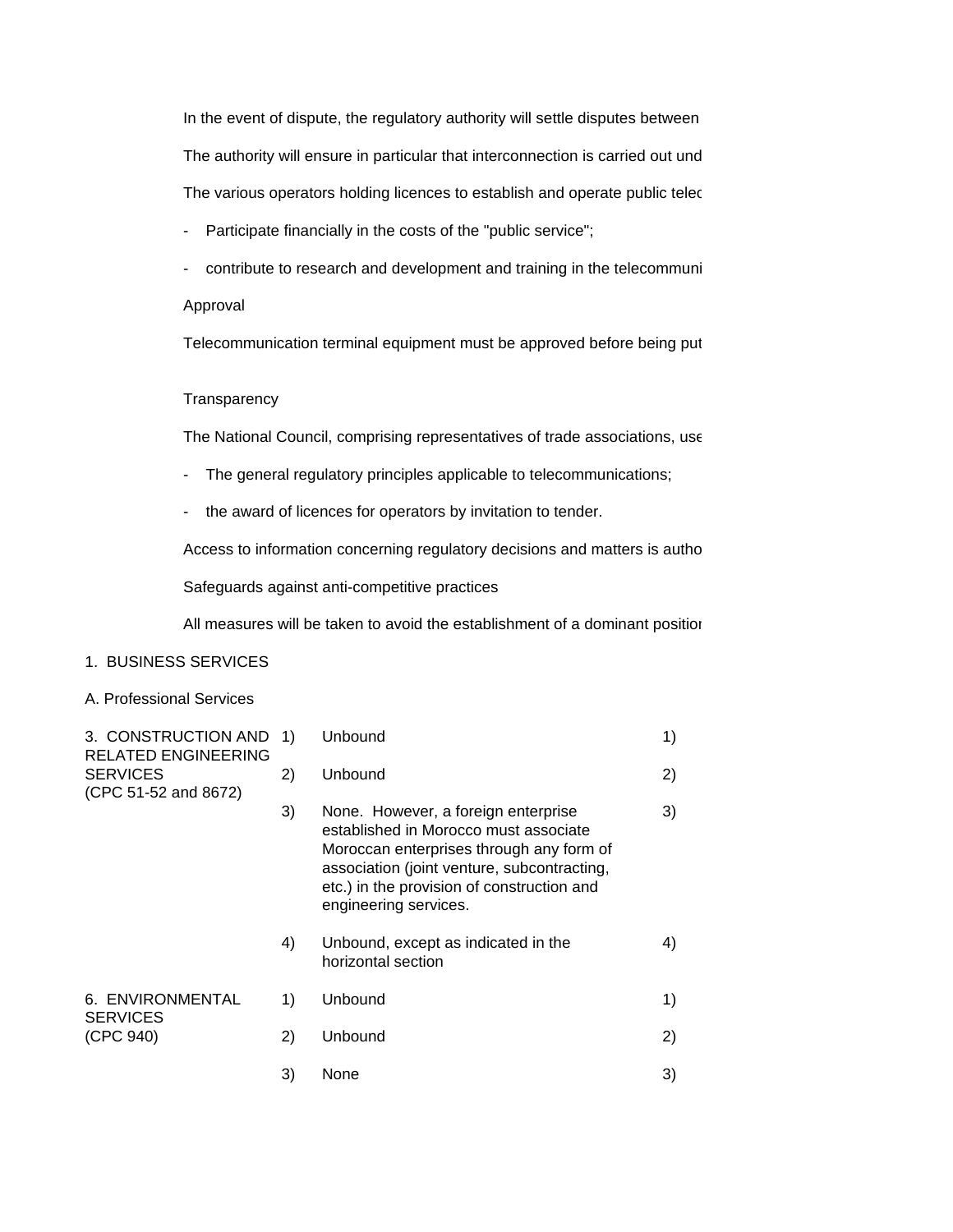In the event of dispute, the regulatory authority will settle disputes between

The authority will ensure in particular that interconnection is carried out und

The various operators holding licences to establish and operate public telec

- Participate financially in the costs of the "public service";
- contribute to research and development and training in the telecommuni

Approval

Telecommunication terminal equipment must be approved before being put

Transparency

The National Council, comprising representatives of trade associations, use

- The general regulatory principles applicable to telecommunications;
- the award of licences for operators by invitation to tender.

Access to information concerning regulatory decisions and matters is autho

Safeguards against anti-competitive practices

All measures will be taken to avoid the establishment of a dominant positior

1. BUSINESS SERVICES

A. Professional Services

| | | | |
|---|---|---|---|
| 3. CONSTRUCTION AND RELATED ENGINEERING SERVICES (CPC 51-52 and 8672) | 1) | Unbound | 1) |
| | 2) | Unbound | 2) |
| | 3) | None. However, a foreign enterprise established in Morocco must associate Moroccan enterprises through any form of association (joint venture, subcontracting, etc.) in the provision of construction and engineering services. | 3) |
| | 4) | Unbound, except as indicated in the horizontal section | 4) |
| 6. ENVIRONMENTAL SERVICES (CPC 940) | 1) | Unbound | 1) |
| | 2) | Unbound | 2) |
| | 3) | None | 3) |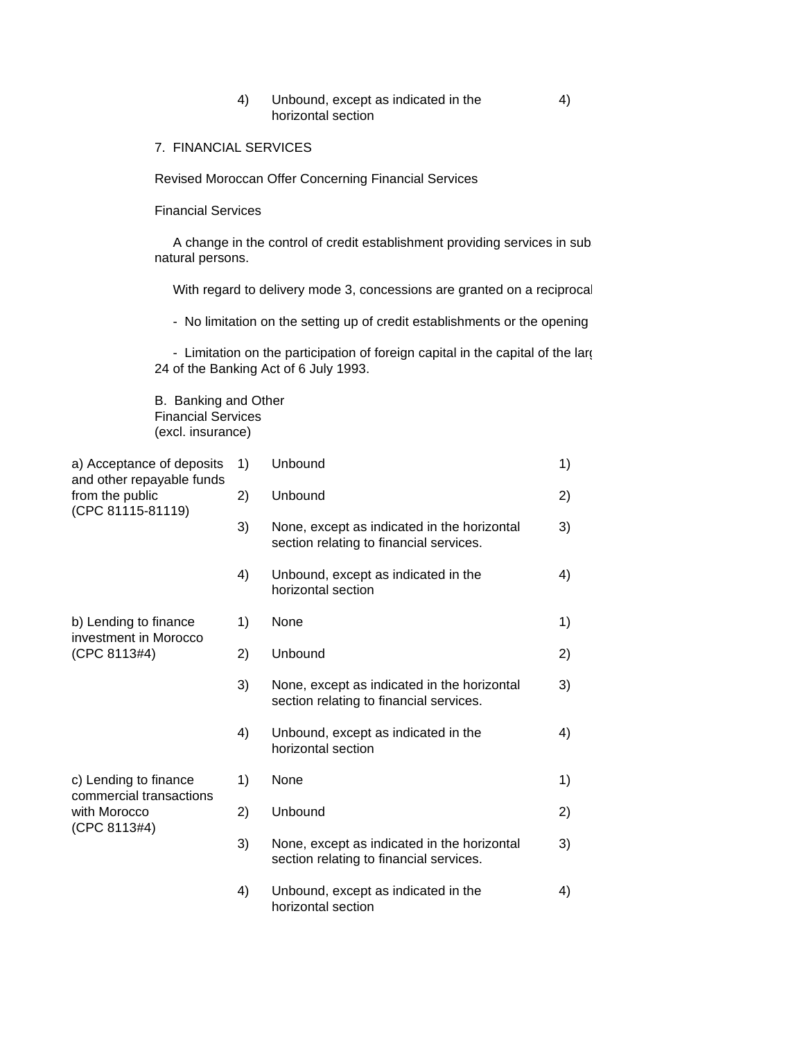| | | | |
|---|---|---|---|
| | 4) | Unbound, except as indicated in the horizontal section | 4) |

7. FINANCIAL SERVICES

Revised Moroccan Offer Concerning Financial Services

Financial Services

A change in the control of credit establishment providing services in sub natural persons.

With regard to delivery mode 3, concessions are granted on a reciprocal

- No limitation on the setting up of credit establishments or the opening

- Limitation on the participation of foreign capital in the capital of the larg 24 of the Banking Act of 6 July 1993.

B. Banking and Other Financial Services (excl. insurance)

| | | | |
|---|---|---|---|
| a) Acceptance of deposits and other repayable funds from the public (CPC 81115-81119) | 1) | Unbound | 1) |
| | 2) | Unbound | 2) |
| | 3) | None, except as indicated in the horizontal section relating to financial services. | 3) |
| | 4) | Unbound, except as indicated in the horizontal section | 4) |
| b) Lending to finance investment in Morocco (CPC 8113#4) | 1) | None | 1) |
| | 2) | Unbound | 2) |
| | 3) | None, except as indicated in the horizontal section relating to financial services. | 3) |
| | 4) | Unbound, except as indicated in the horizontal section | 4) |
| c) Lending to finance commercial transactions with Morocco (CPC 8113#4) | 1) | None | 1) |
| | 2) | Unbound | 2) |
| | 3) | None, except as indicated in the horizontal section relating to financial services. | 3) |
| | 4) | Unbound, except as indicated in the horizontal section | 4) |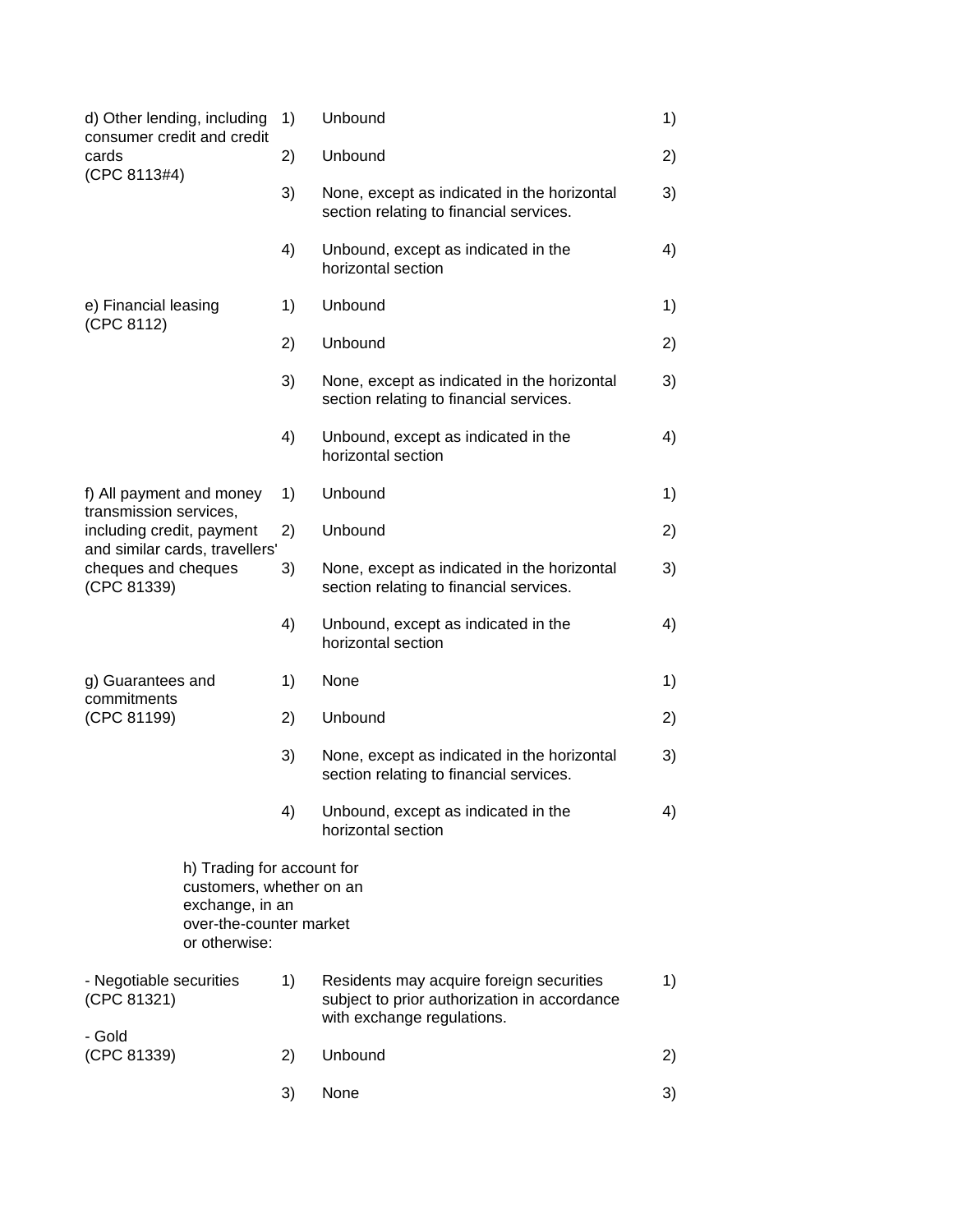| | | | |
|---|---|---|---|
| d) Other lending, including consumer credit and credit cards (CPC 8113#4) | 1) | Unbound | 1) |
| | 2) | Unbound | 2) |
| | 3) | None, except as indicated in the horizontal section relating to financial services. | 3) |
| | 4) | Unbound, except as indicated in the horizontal section | 4) |
| e) Financial leasing (CPC 8112) | 1) | Unbound | 1) |
| | 2) | Unbound | 2) |
| | 3) | None, except as indicated in the horizontal section relating to financial services. | 3) |
| | 4) | Unbound, except as indicated in the horizontal section | 4) |
| f) All payment and money transmission services, including credit, payment and similar cards, travellers' cheques and cheques (CPC 81339) | 1) | Unbound | 1) |
| | 2) | Unbound | 2) |
| | 3) | None, except as indicated in the horizontal section relating to financial services. | 3) |
| | 4) | Unbound, except as indicated in the horizontal section | 4) |
| g) Guarantees and commitments (CPC 81199) | 1) | None | 1) |
| | 2) | Unbound | 2) |
| | 3) | None, except as indicated in the horizontal section relating to financial services. | 3) |
| | 4) | Unbound, except as indicated in the horizontal section | 4) |
| h) Trading for account for customers, whether on an exchange, in an over-the-counter market or otherwise: | | | |
| - Negotiable securities (CPC 81321) - Gold (CPC 81339) | 1) | Residents may acquire foreign securities subject to prior authorization in accordance with exchange regulations. | 1) |
| | 2) | Unbound | 2) |
| | 3) | None | 3) |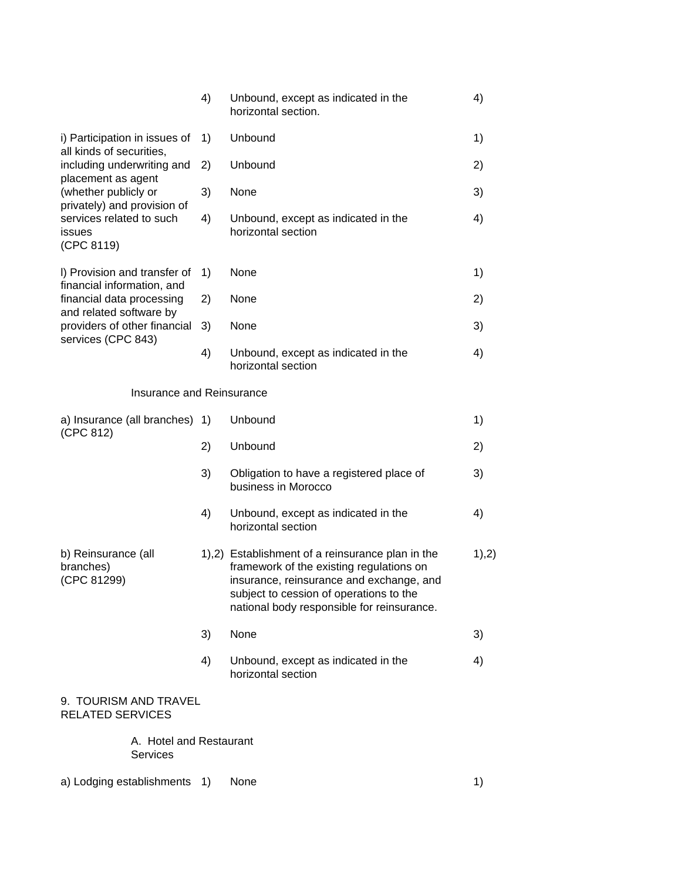| | | | |
|---|---|---|---|
| | 4) | Unbound, except as indicated in the horizontal section. | 4) |
| i) Participation in issues of all kinds of securities, including underwriting and placement as agent (whether publicly or privately) and provision of services related to such issues (CPC 8119) | 1) | Unbound | 1) |
| | 2) | Unbound | 2) |
| | 3) | None | 3) |
| | 4) | Unbound, except as indicated in the horizontal section | 4) |
| l) Provision and transfer of financial information, and financial data processing and related software by providers of other financial services (CPC 843) | 1) | None | 1) |
| | 2) | None | 2) |
| | 3) | None | 3) |
| | 4) | Unbound, except as indicated in the horizontal section | 4) |
| Insurance and Reinsurance | | | |
| a) Insurance (all branches) (CPC 812) | 1) | Unbound | 1) |
| | 2) | Unbound | 2) |
| | 3) | Obligation to have a registered place of business in Morocco | 3) |
| | 4) | Unbound, except as indicated in the horizontal section | 4) |
| b) Reinsurance (all branches) (CPC 81299) | 1),2) | Establishment of a reinsurance plan in the framework of the existing regulations on insurance, reinsurance and exchange, and subject to cession of operations to the national body responsible for reinsurance. | 1),2) |
| | 3) | None | 3) |
| | 4) | Unbound, except as indicated in the horizontal section | 4) |
| 9. TOURISM AND TRAVEL RELATED SERVICES | | | |
| A. Hotel and Restaurant Services | | | |
| a) Lodging establishments | 1) | None | 1) |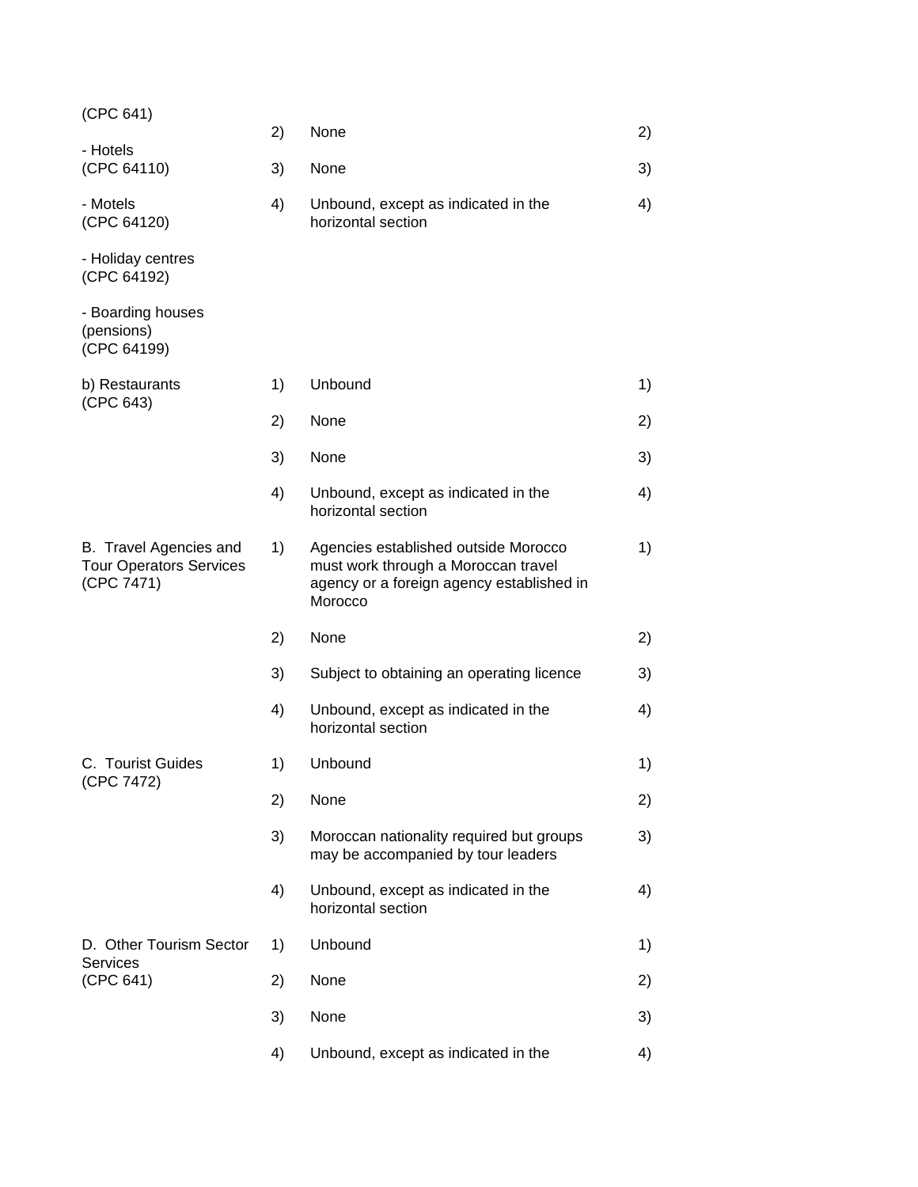| | | | |
|---|---|---|---|
| (CPC 641) | 2) | None | 2) |
| - Hotels (CPC 64110) | 3) | None | 3) |
| - Motels (CPC 64120) | 4) | Unbound, except as indicated in the horizontal section | 4) |
| - Holiday centres (CPC 64192) | | | |
| - Boarding houses (pensions) (CPC 64199) | | | |
| b) Restaurants (CPC 643) | 1) | Unbound | 1) |
| | 2) | None | 2) |
| | 3) | None | 3) |
| | 4) | Unbound, except as indicated in the horizontal section | 4) |
| B. Travel Agencies and Tour Operators Services (CPC 7471) | 1) | Agencies established outside Morocco must work through a Moroccan travel agency or a foreign agency established in Morocco | 1) |
| | 2) | None | 2) |
| | 3) | Subject to obtaining an operating licence | 3) |
| | 4) | Unbound, except as indicated in the horizontal section | 4) |
| C. Tourist Guides (CPC 7472) | 1) | Unbound | 1) |
| | 2) | None | 2) |
| | 3) | Moroccan nationality required but groups may be accompanied by tour leaders | 3) |
| | 4) | Unbound, except as indicated in the horizontal section | 4) |
| D. Other Tourism Sector Services (CPC 641) | 1) | Unbound | 1) |
| | 2) | None | 2) |
| | 3) | None | 3) |
| | 4) | Unbound, except as indicated in the | 4) |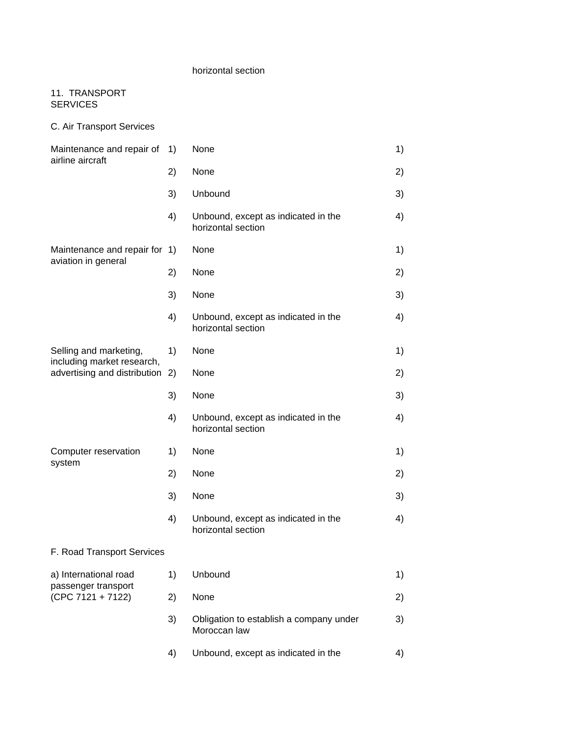horizontal section

11. TRANSPORT SERVICES

C. Air Transport Services

| | | | |
|---|---|---|---|
| Maintenance and repair of airline aircraft | 1) None | | 1) |
| | 2) None | | 2) |
| | 3) Unbound | | 3) |
| | 4) Unbound, except as indicated in the horizontal section | | 4) |
| Maintenance and repair for aviation in general | 1) None | | 1) |
| | 2) None | | 2) |
| | 3) None | | 3) |
| | 4) Unbound, except as indicated in the horizontal section | | 4) |
| Selling and marketing, including market research, advertising and distribution | 1) None | | 1) |
| | 2) None | | 2) |
| | 3) None | | 3) |
| | 4) Unbound, except as indicated in the horizontal section | | 4) |
| Computer reservation system | 1) None | | 1) |
| | 2) None | | 2) |
| | 3) None | | 3) |
| | 4) Unbound, except as indicated in the horizontal section | | 4) |

F. Road Transport Services

| | | | |
|---|---|---|---|
| a) International road passenger transport (CPC 7121 + 7122) | 1) Unbound | | 1) |
| | 2) None | | 2) |
| | 3) Obligation to establish a company under Moroccan law | | 3) |
| | 4) Unbound, except as indicated in the | | 4) |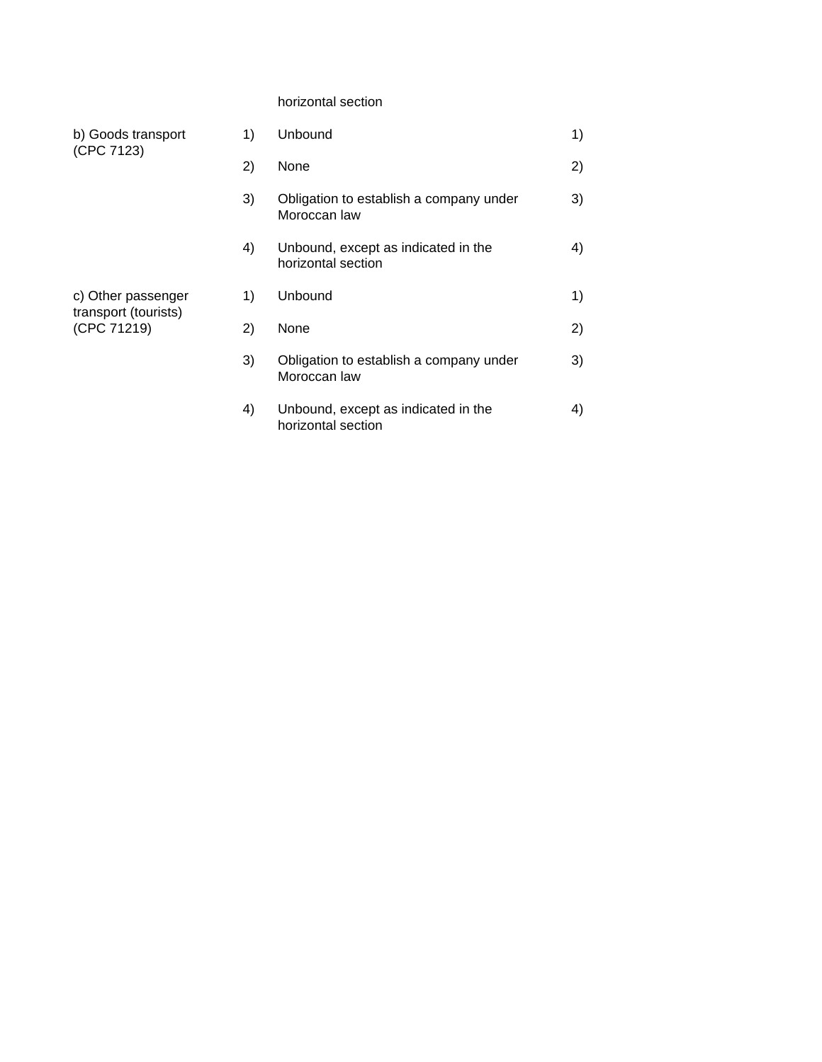| | | | |
|---|---|---|---|
| | | horizontal section | |
| b) Goods transport (CPC 7123) | 1) | Unbound | 1) |
| | 2) | None | 2) |
| | 3) | Obligation to establish a company under Moroccan law | 3) |
| | 4) | Unbound, except as indicated in the horizontal section | 4) |
| c) Other passenger transport (tourists) (CPC 71219) | 1) | Unbound | 1) |
| | 2) | None | 2) |
| | 3) | Obligation to establish a company under Moroccan law | 3) |
| | 4) | Unbound, except as indicated in the horizontal section | 4) |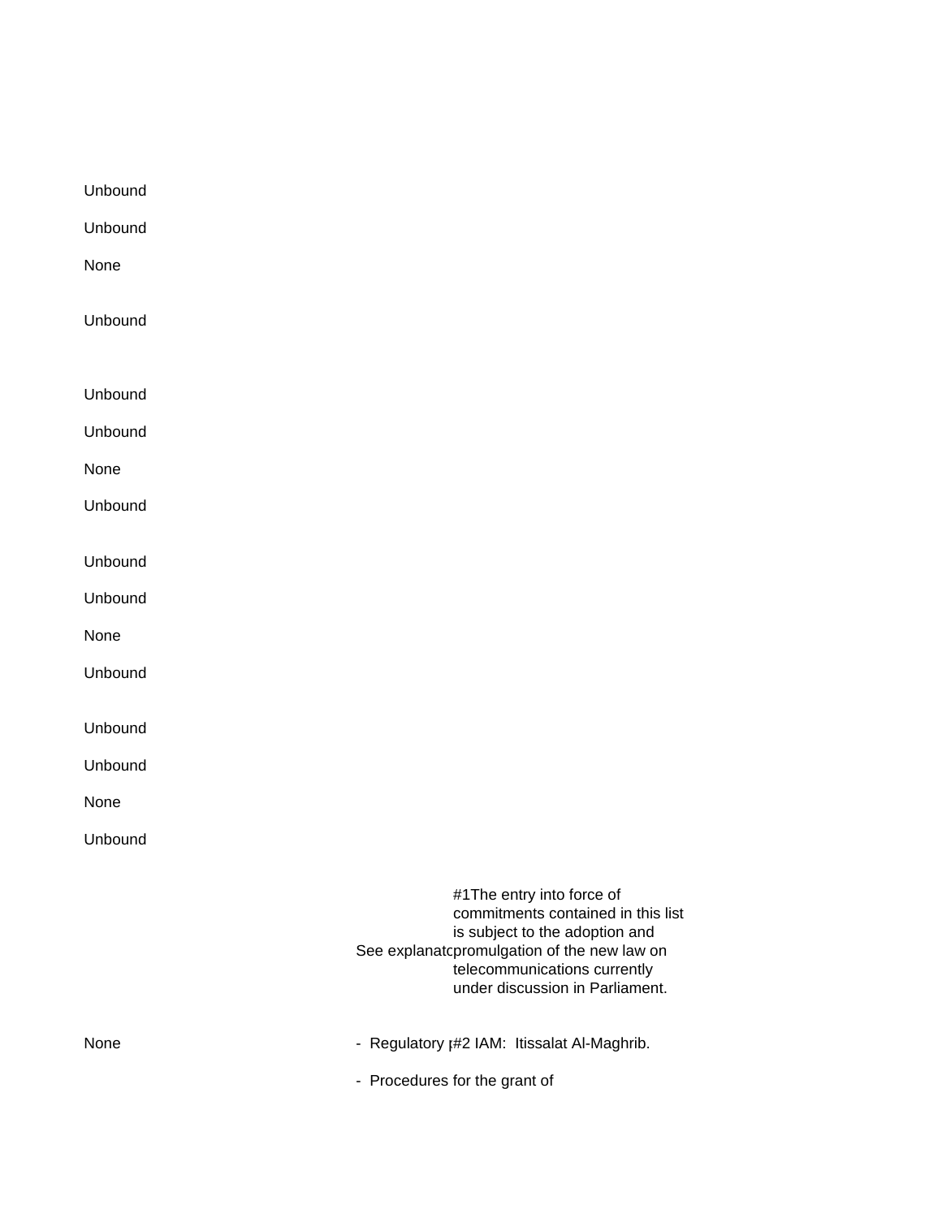Unbound

Unbound

None

Unbound

Unbound

Unbound

None

Unbound

Unbound

Unbound

None

Unbound

Unbound

Unbound

None

Unbound

| | See explanato | #1The entry into force of commitments contained in this list is subject to the adoption and promulgation of the new law on telecommunications currently under discussion in Parliament. |
|---|---|---|
| None | - Regulatory p | #2 IAM: Itissalat Al-Maghrib. |
| | - Procedures for the grant of | |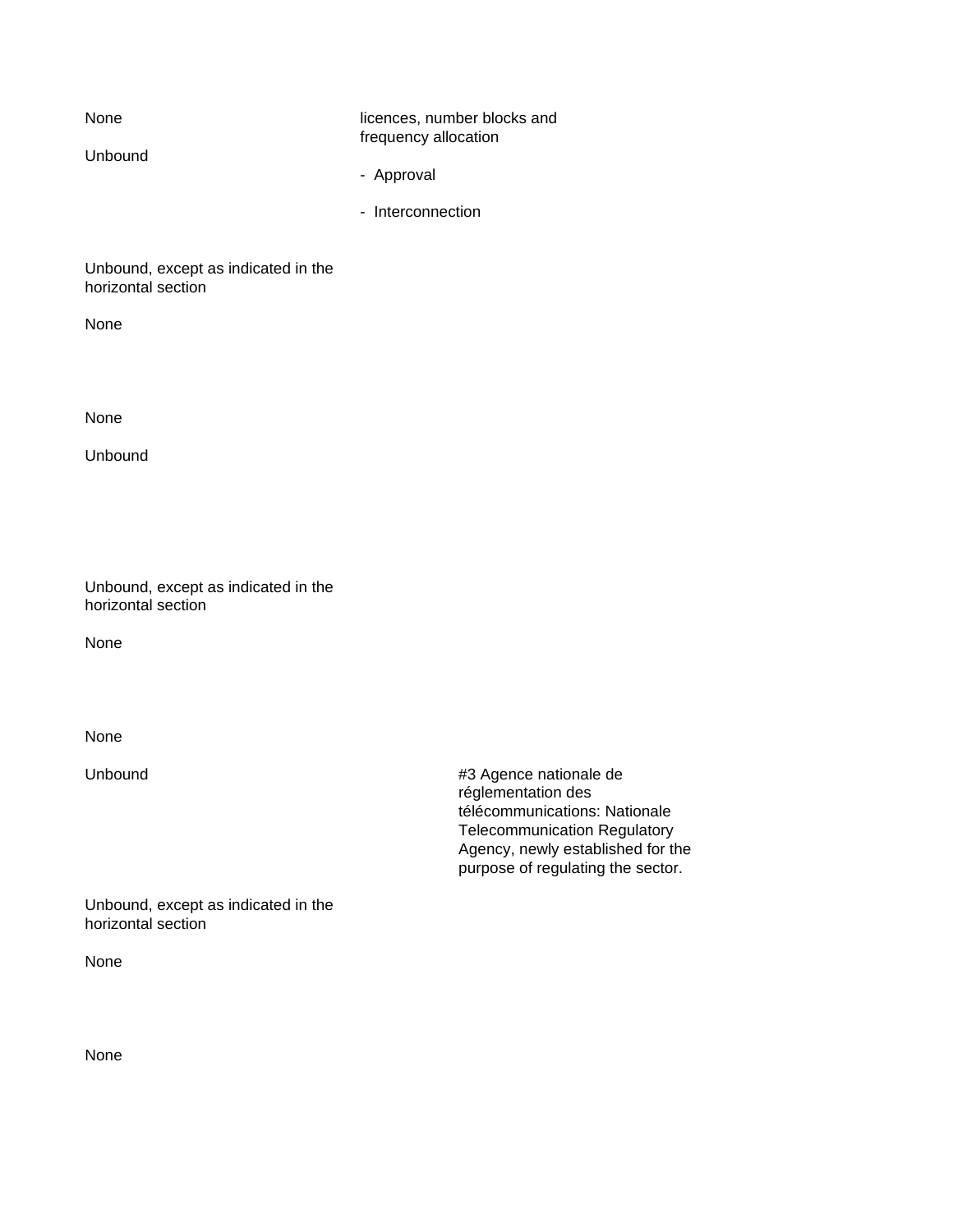| | | |
|---|---|---|
| None<br><br>Unbound | licences, number blocks and frequency allocation<br><br>- Approval<br><br>- Interconnection | |
| Unbound, except as indicated in the horizontal section<br><br>None | | |
| None<br><br>Unbound | | |
| Unbound, except as indicated in the horizontal section<br><br>None | | |
| None<br><br>Unbound | | #3 Agence nationale de réglementation des télécommunications: Nationale Telecommunication Regulatory Agency, newly established for the purpose of regulating the sector. |
| Unbound, except as indicated in the horizontal section<br><br>None | | |
| None | | |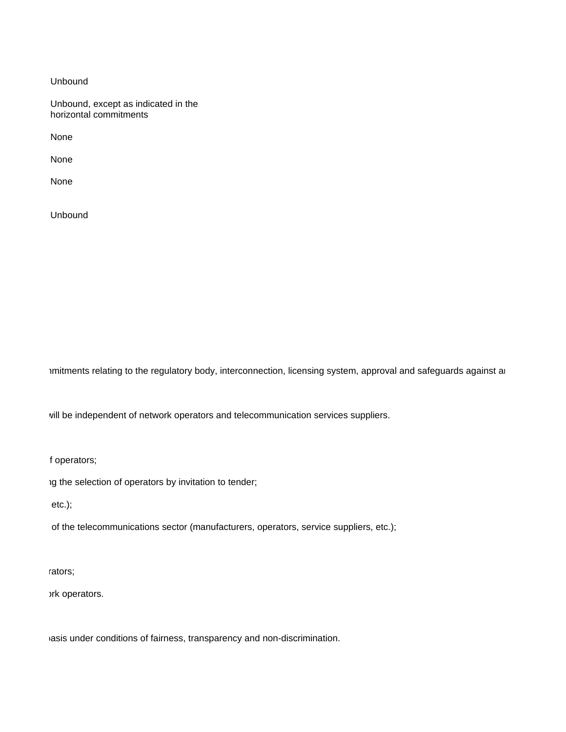Unbound

Unbound, except as indicated in the horizontal commitments

None

None

None

Unbound

nmitments relating to the regulatory body, interconnection, licensing system, approval and safeguards against ar

vill be independent of network operators and telecommunication services suppliers.

f operators;

ng the selection of operators by invitation to tender;

etc.);

of the telecommunications sector (manufacturers, operators, service suppliers, etc.);

rators;

ork operators.

basis under conditions of fairness, transparency and non-discrimination.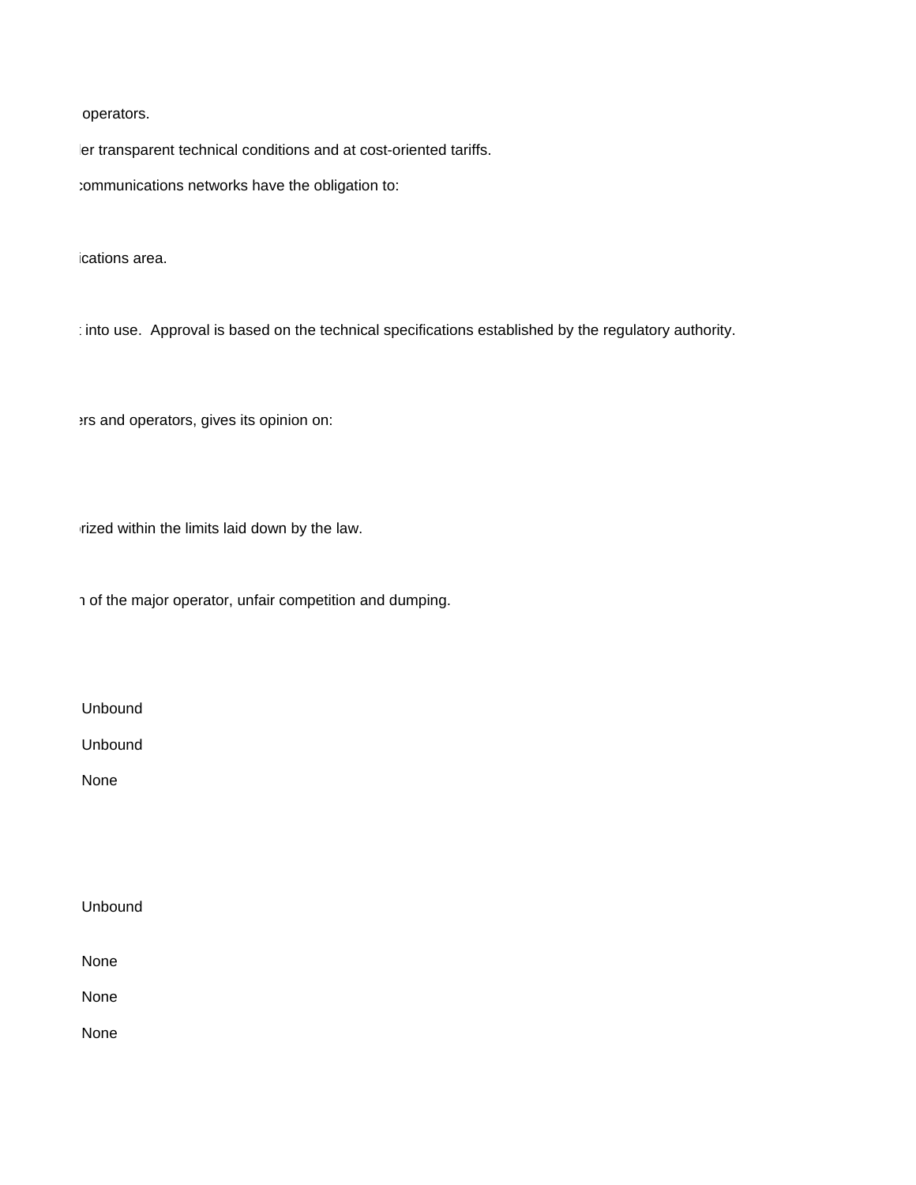operators.

ler transparent technical conditions and at cost-oriented tariffs.

communications networks have the obligation to:

ications area.

into use. Approval is based on the technical specifications established by the regulatory authority.

ers and operators, gives its opinion on:

rized within the limits laid down by the law.

of the major operator, unfair competition and dumping.

Unbound

Unbound

None

Unbound

None

None

None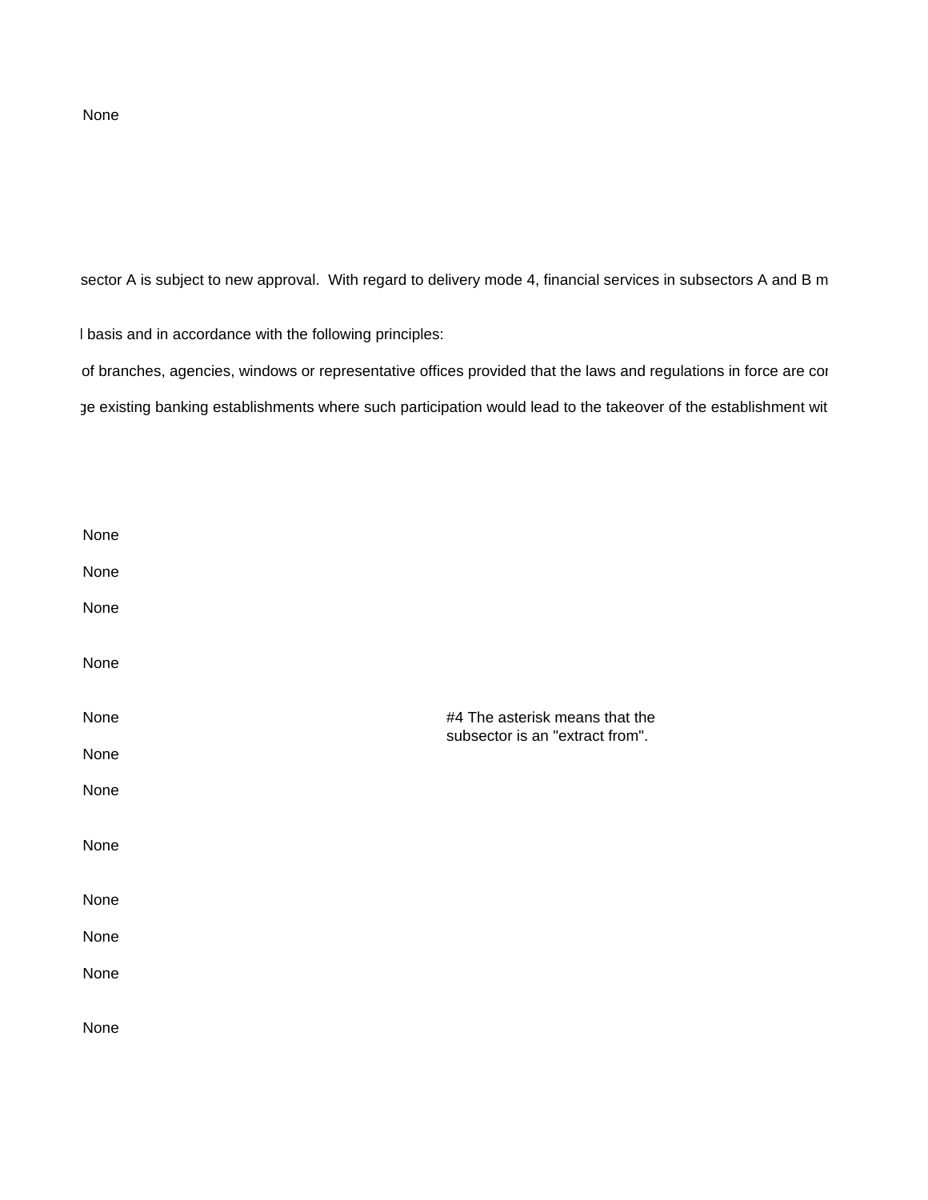None

sector A is subject to new approval.  With regard to delivery mode 4, financial services in subsectors A and B m

l basis and in accordance with the following principles:

of branches, agencies, windows or representative offices provided that the laws and regulations in force are cor

ge existing banking establishments where such participation would lead to the takeover of the establishment wit

None

None

None

None

None

#4 The asterisk means that the subsector is an "extract from".

None

None

None

None

None

None

None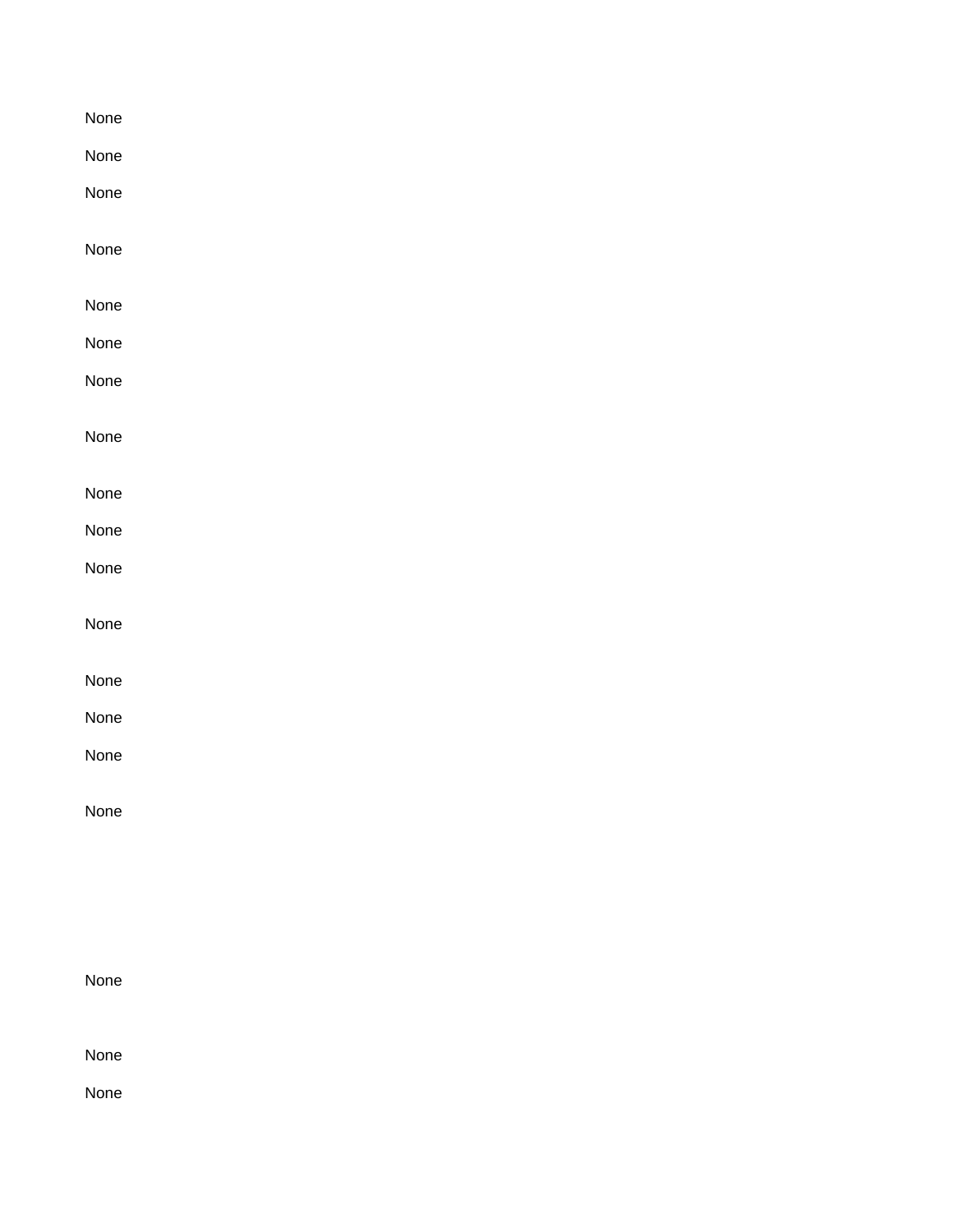None

None

None

None

None

None

None

None

None

None

None

None

None

None

None

None

None

None

None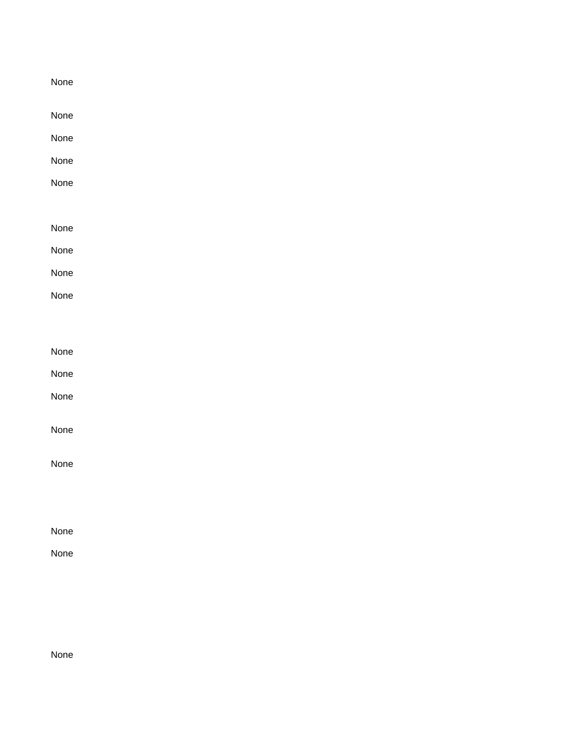None

None

None

None

None

None

None

None

None

None

None

None

None

None

None

None

None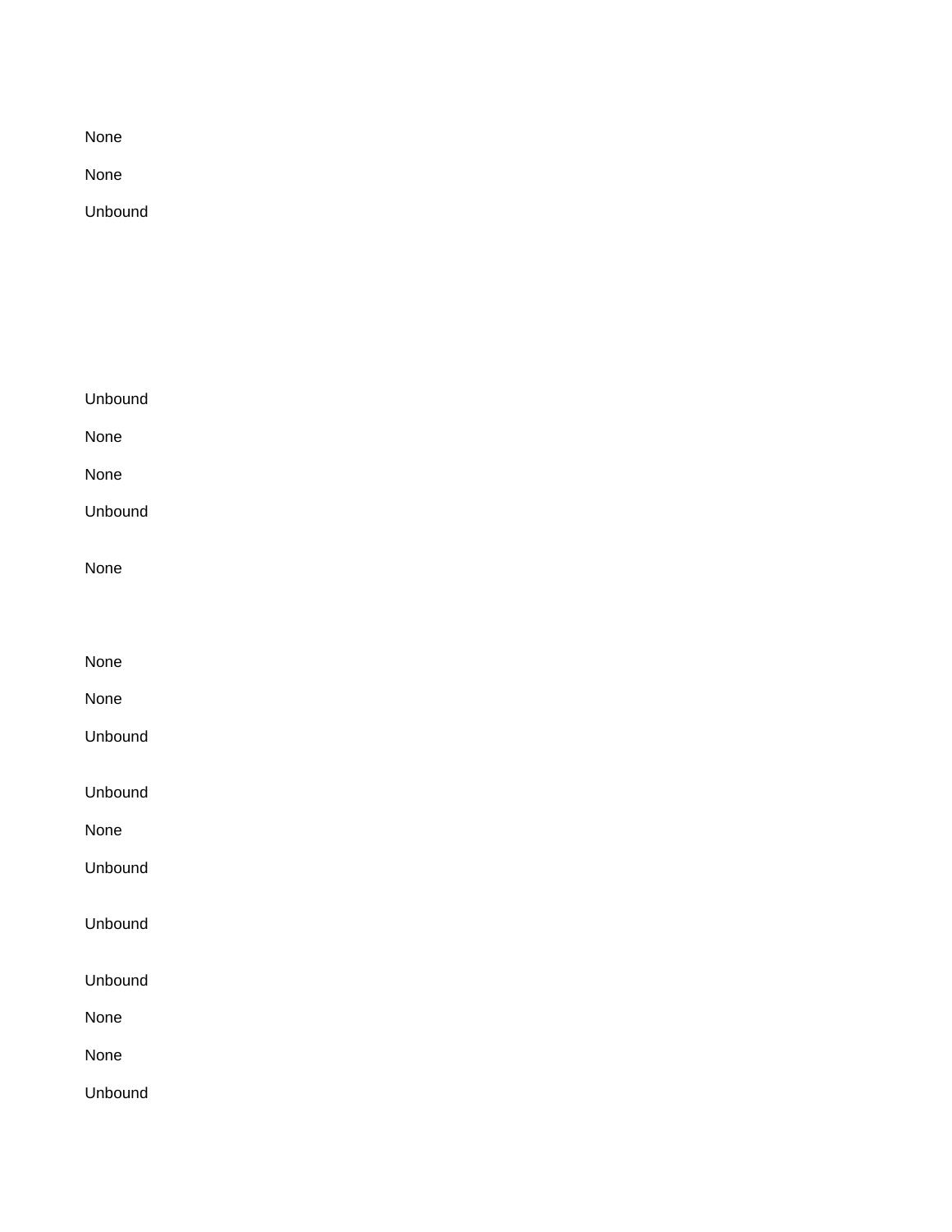None

None

Unbound

Unbound

None

None

Unbound

None

None

None

Unbound

Unbound

None

Unbound

Unbound

Unbound

None

None

Unbound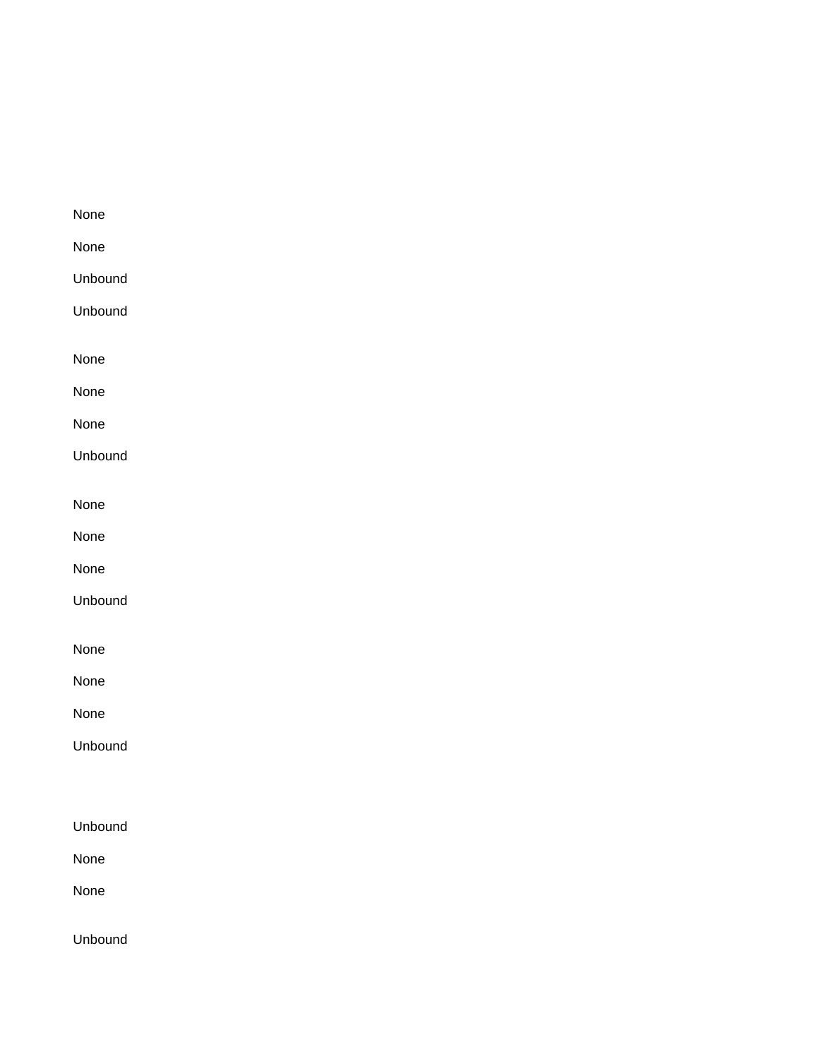None

None

Unbound

Unbound

None

None

None

Unbound

None

None

None

Unbound

None

None

None

Unbound

Unbound

None

None

Unbound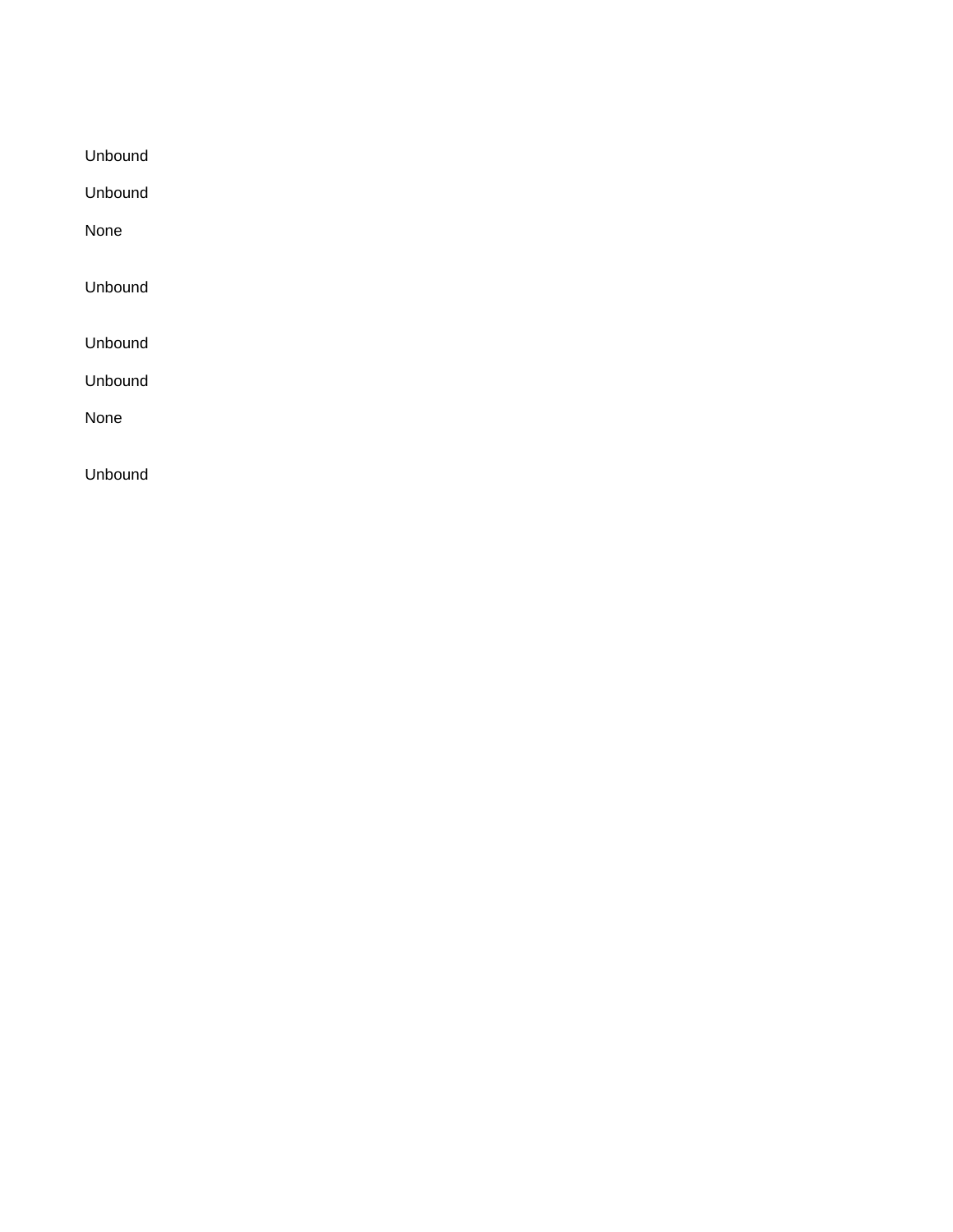Unbound

Unbound

None

Unbound

Unbound

Unbound

None

Unbound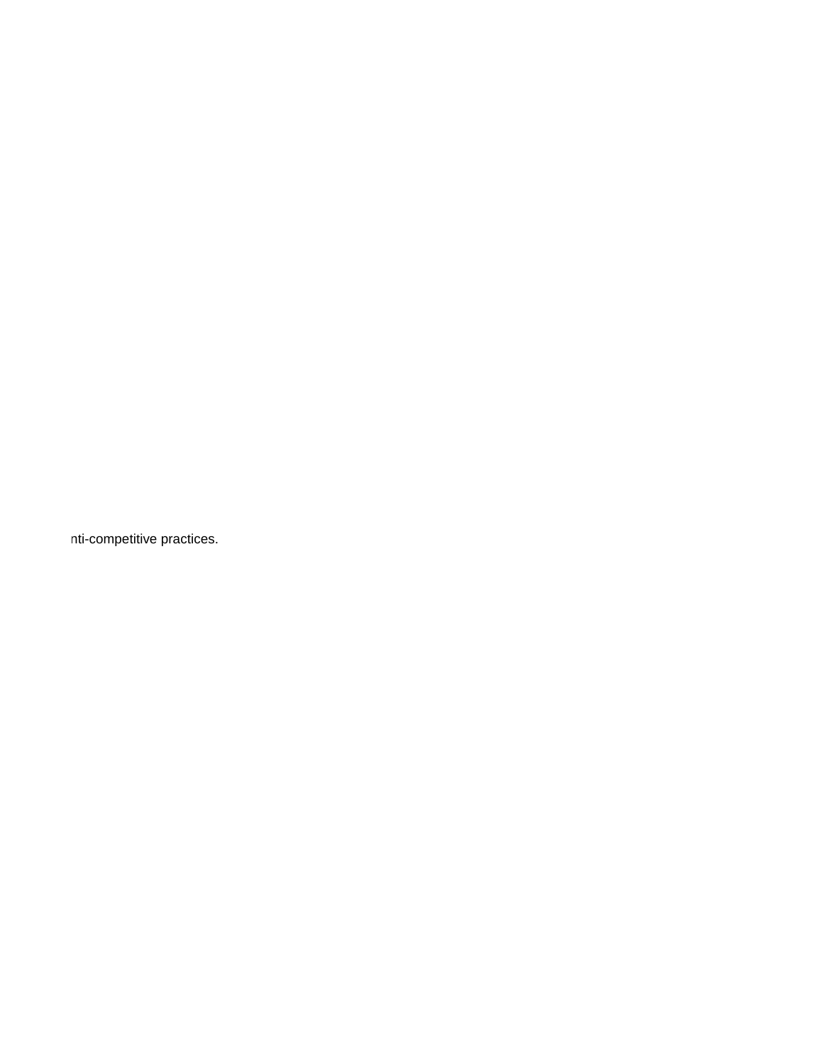nti-competitive practices.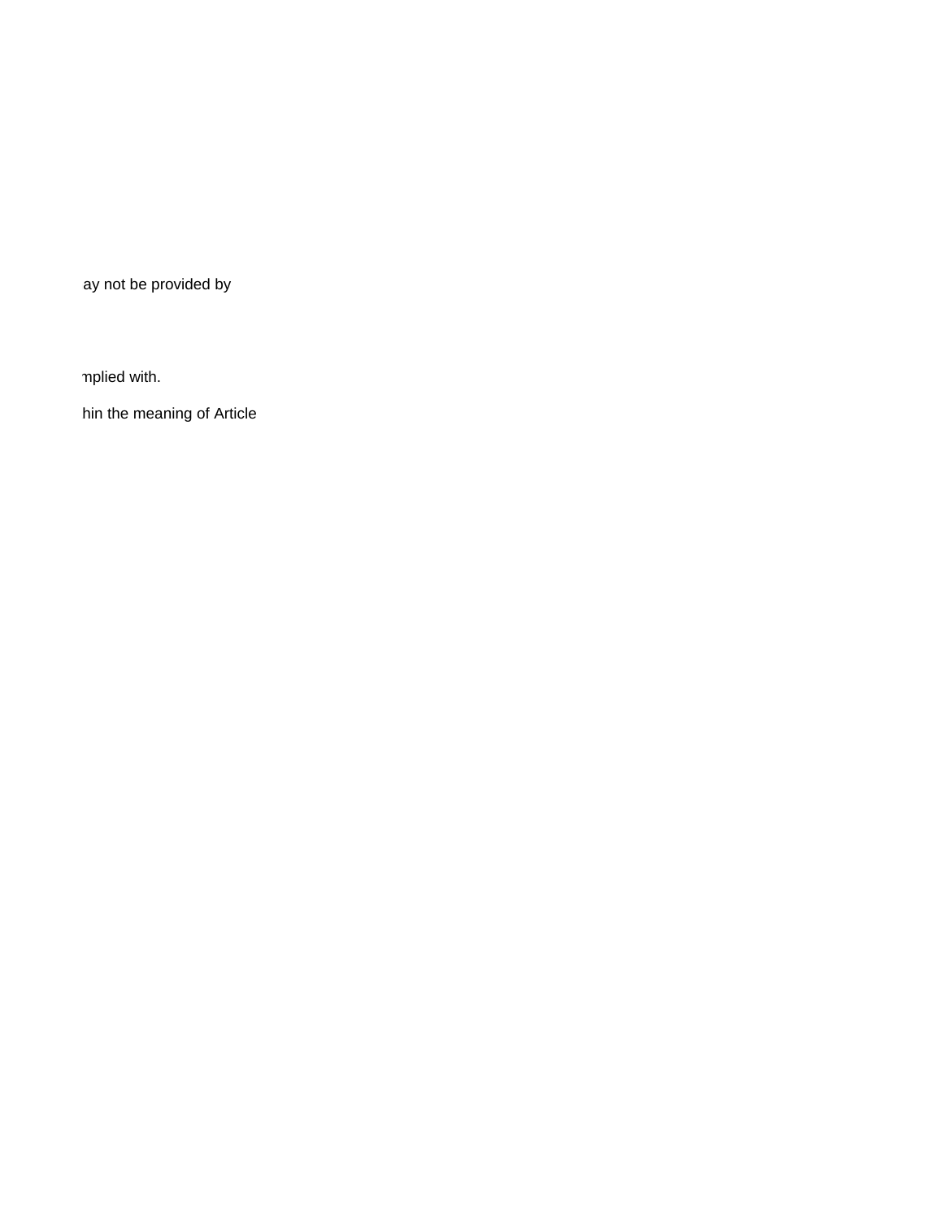ay not be provided by

nplied with.

hin the meaning of Article